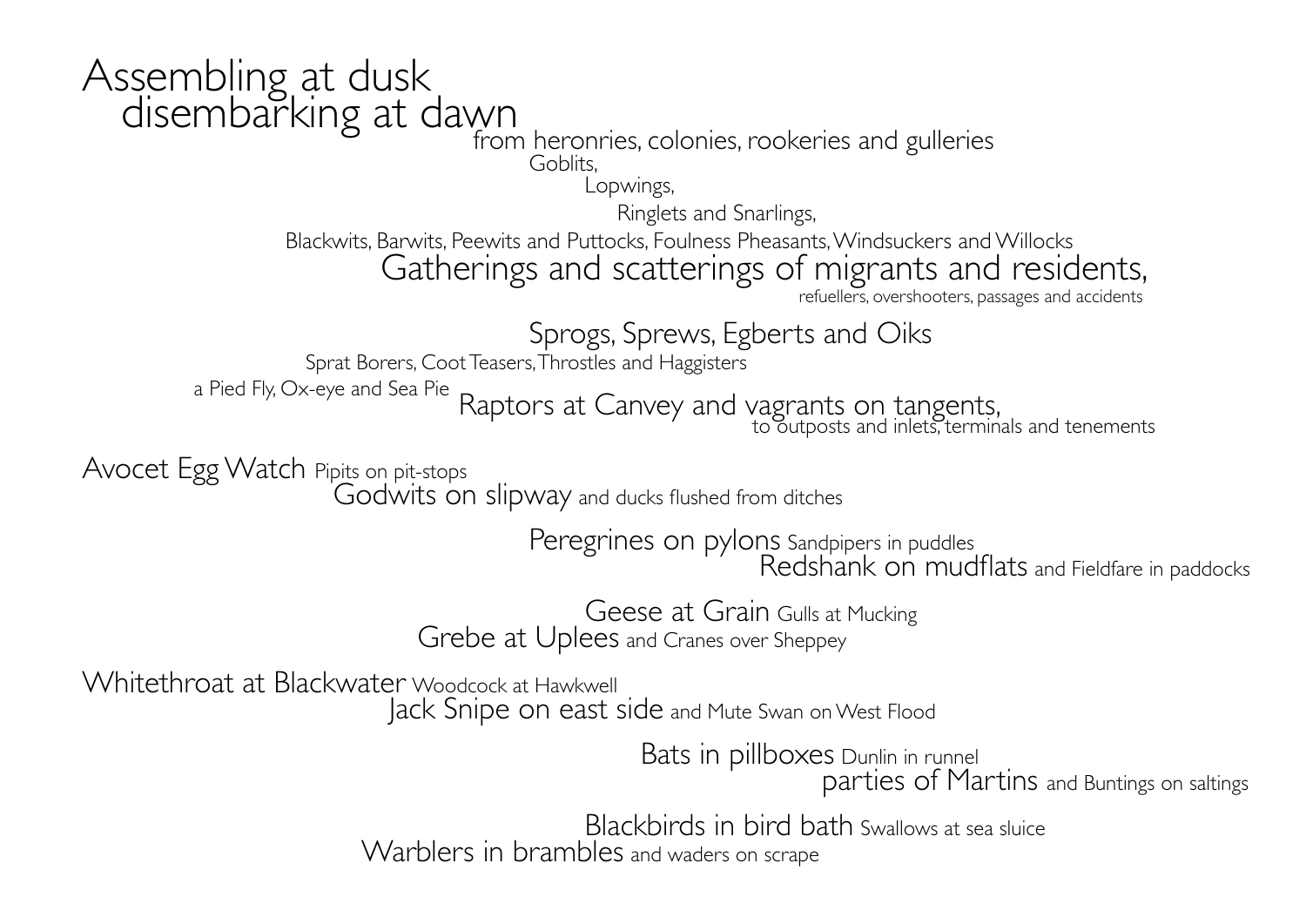Assembling at dusk
disembarking at dawn
from heronries, colonies, rookeries and gulleries
Goblits,
Lopwings,
Ringlets and Snarlings,
Blackwits, Barwits, Peewits and Puttocks, Foulness Pheasants, Windsuckers and Willocks
Gatherings and scatterings of migrants and residents,
refuellers, overshooters, passages and accidents

Sprogs, Sprews, Egberts and Oiks
Sprat Borers, Coot Teasers, Throstles and Haggisters
a Pied Fly, Ox-eye and Sea Pie
Raptors at Canvey and vagrants on tangents,
to outposts and inlets, terminals and tenements

Avocet Egg Watch Pipits on pit-stops
Godwits on slipway and ducks flushed from ditches

Peregrines on pylons Sandpipers in puddles
Redshank on mudflats and Fieldfare in paddocks

Geese at Grain Gulls at Mucking
Grebe at Uplees and Cranes over Sheppey

Whitethroat at Blackwater Woodcock at Hawkwell
Jack Snipe on east side and Mute Swan on West Flood

Bats in pillboxes Dunlin in runnel
parties of Martins and Buntings on saltings

Blackbirds in bird bath Swallows at sea sluice
Warblers in brambles and waders on scrape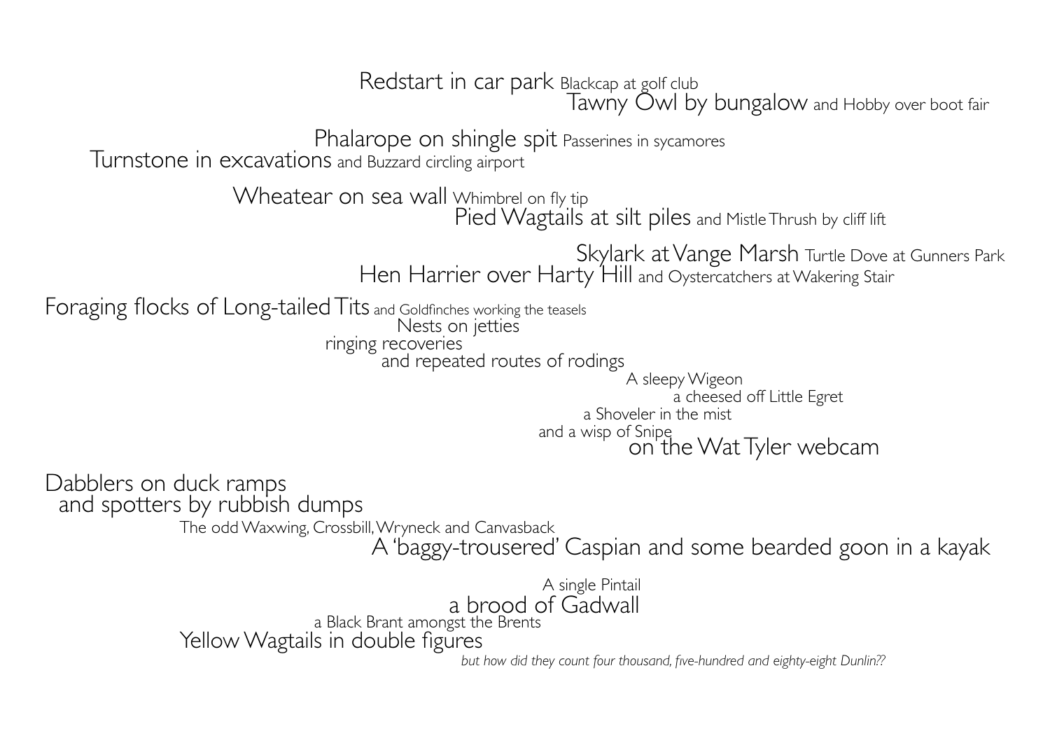Redstart in car park Blackcap at golf club
Tawny Owl by bungalow and Hobby over boot fair

Phalarope on shingle spit Passerines in sycamores
Turnstone in excavations and Buzzard circling airport

Wheatear on sea wall Whimbrel on fly tip
Pied Wagtails at silt piles and Mistle Thrush by cliff lift

Skylark at Vange Marsh Turtle Dove at Gunners Park
Hen Harrier over Harty Hill and Oystercatchers at Wakering Stair

Foraging flocks of Long-tailed Tits and Goldfinches working the teasels
Nests on jetties
ringing recoveries
and repeated routes of rodings
A sleepy Wigeon
a cheesed off Little Egret
a Shoveler in the mist
and a wisp of Snipe
on the Wat Tyler webcam

Dabblers on duck ramps
and spotters by rubbish dumps
The odd Waxwing, Crossbill, Wryneck and Canvasback
A 'baggy-trousered' Caspian and some bearded goon in a kayak

A single Pintail
a brood of Gadwall
a Black Brant amongst the Brents
Yellow Wagtails in double figures
*but how did they count four thousand, five-hundred and eighty-eight Dunlin??*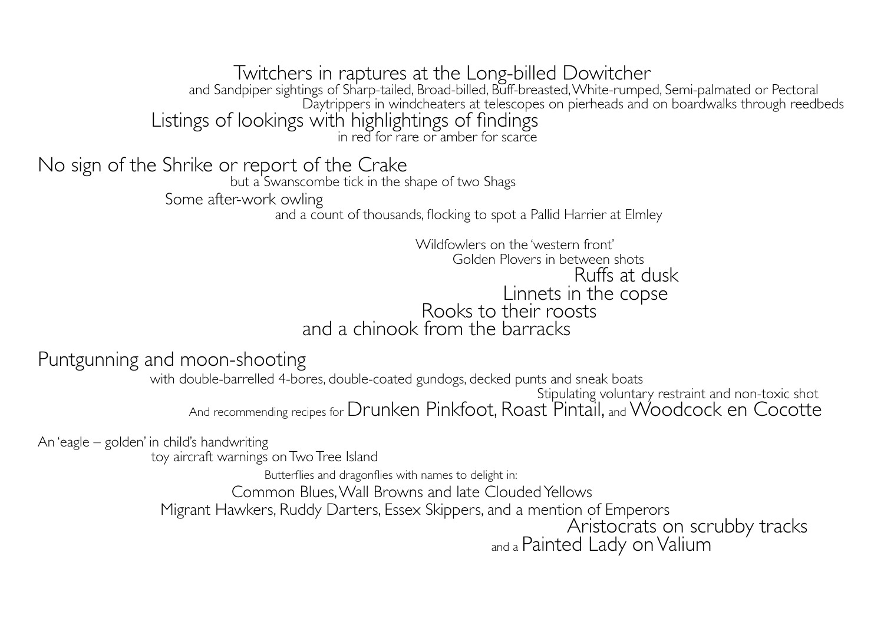Twitchers in raptures at the Long-billed Dowitcher
and Sandpiper sightings of Sharp-tailed, Broad-billed, Buff-breasted, White-rumped, Semi-palmated or Pectoral
Daytrippers in windcheaters at telescopes on pierheads and on boardwalks through reedbeds
Listings of lookings with highlightings of findings
in red for rare or amber for scarce

No sign of the Shrike or report of the Crake
but a Swanscombe tick in the shape of two Shags
Some after-work owling
and a count of thousands, flocking to spot a Pallid Harrier at Elmley

Wildfowlers on the 'western front'
Golden Plovers in between shots
Ruffs at dusk
Linnets in the copse
Rooks to their roosts
and a chinook from the barracks

Puntgunning and moon-shooting
with double-barrelled 4-bores, double-coated gundogs, decked punts and sneak boats
Stipulating voluntary restraint and non-toxic shot
And recommending recipes for Drunken Pinkfoot, Roast Pintail, and Woodcock en Cocotte

An 'eagle – golden' in child's handwriting
toy aircraft warnings on Two Tree Island
Butterflies and dragonflies with names to delight in:
Common Blues, Wall Browns and late Clouded Yellows
Migrant Hawkers, Ruddy Darters, Essex Skippers, and a mention of Emperors
Aristocrats on scrubby tracks
and a Painted Lady on Valium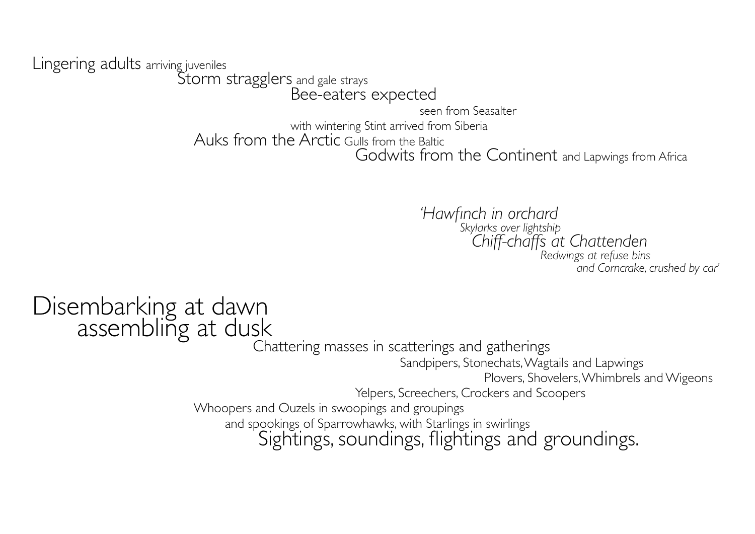Lingering adults arriving juveniles
Storm stragglers and gale strays
Bee-eaters expected
seen from Seasalter
with wintering Stint arrived from Siberia
Auks from the Arctic Gulls from the Baltic
Godwits from the Continent and Lapwings from Africa

*'Hawfinch in orchard*
*Skylarks over lightship*
*Chiff-chaffs at Chattenden*
*Redwings at refuse bins*
*and Corncrake, crushed by car'*

Disembarking at dawn
assembling at dusk
Chattering masses in scatterings and gatherings
Sandpipers, Stonechats, Wagtails and Lapwings
Plovers, Shovelers, Whimbrels and Wigeons
Yelpers, Screechers, Crockers and Scoopers
Whoopers and Ouzels in swoopings and groupings
and spookings of Sparrowhawks, with Starlings in swirlings
Sightings, soundings, flightings and groundings.